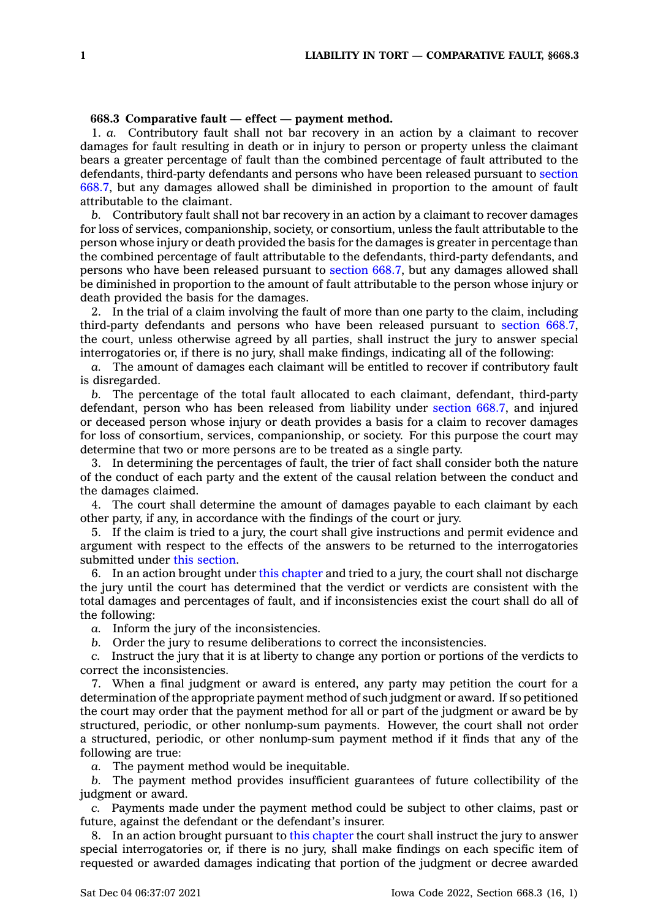**668.3 Comparative fault — effect — payment method.**

1. *a.* Contributory fault shall not bar recovery in an action by a claimant to recover damages for fault resulting in death or in injury to person or property unless the claimant bears a greater percentage of fault than the combined percentage of fault attributed to the defendants, third-party defendants and persons who have been released pursuant to section 668.7, but any damages allowed shall be diminished in proportion to the amount of fault attributable to the claimant.

*b.* Contributory fault shall not bar recovery in an action by a claimant to recover damages for loss of services, companionship, society, or consortium, unless the fault attributable to the person whose injury or death provided the basis for the damages is greater in percentage than the combined percentage of fault attributable to the defendants, third-party defendants, and persons who have been released pursuant to section 668.7, but any damages allowed shall be diminished in proportion to the amount of fault attributable to the person whose injury or death provided the basis for the damages.

2. In the trial of a claim involving the fault of more than one party to the claim, including third-party defendants and persons who have been released pursuant to section 668.7, the court, unless otherwise agreed by all parties, shall instruct the jury to answer special interrogatories or, if there is no jury, shall make findings, indicating all of the following:

*a.* The amount of damages each claimant will be entitled to recover if contributory fault is disregarded.

*b.* The percentage of the total fault allocated to each claimant, defendant, third-party defendant, person who has been released from liability under section 668.7, and injured or deceased person whose injury or death provides a basis for a claim to recover damages for loss of consortium, services, companionship, or society. For this purpose the court may determine that two or more persons are to be treated as a single party.

3. In determining the percentages of fault, the trier of fact shall consider both the nature of the conduct of each party and the extent of the causal relation between the conduct and the damages claimed.

4. The court shall determine the amount of damages payable to each claimant by each other party, if any, in accordance with the findings of the court or jury.

5. If the claim is tried to a jury, the court shall give instructions and permit evidence and argument with respect to the effects of the answers to be returned to the interrogatories submitted under this section.

6. In an action brought under this chapter and tried to a jury, the court shall not discharge the jury until the court has determined that the verdict or verdicts are consistent with the total damages and percentages of fault, and if inconsistencies exist the court shall do all of the following:

*a.* Inform the jury of the inconsistencies.

*b.* Order the jury to resume deliberations to correct the inconsistencies.

*c.* Instruct the jury that it is at liberty to change any portion or portions of the verdicts to correct the inconsistencies.

7. When a final judgment or award is entered, any party may petition the court for a determination of the appropriate payment method of such judgment or award. If so petitioned the court may order that the payment method for all or part of the judgment or award be by structured, periodic, or other nonlump-sum payments. However, the court shall not order a structured, periodic, or other nonlump-sum payment method if it finds that any of the following are true:

*a.* The payment method would be inequitable.

*b.* The payment method provides insufficient guarantees of future collectibility of the judgment or award.

*c.* Payments made under the payment method could be subject to other claims, past or future, against the defendant or the defendant's insurer.

8. In an action brought pursuant to this chapter the court shall instruct the jury to answer special interrogatories or, if there is no jury, shall make findings on each specific item of requested or awarded damages indicating that portion of the judgment or decree awarded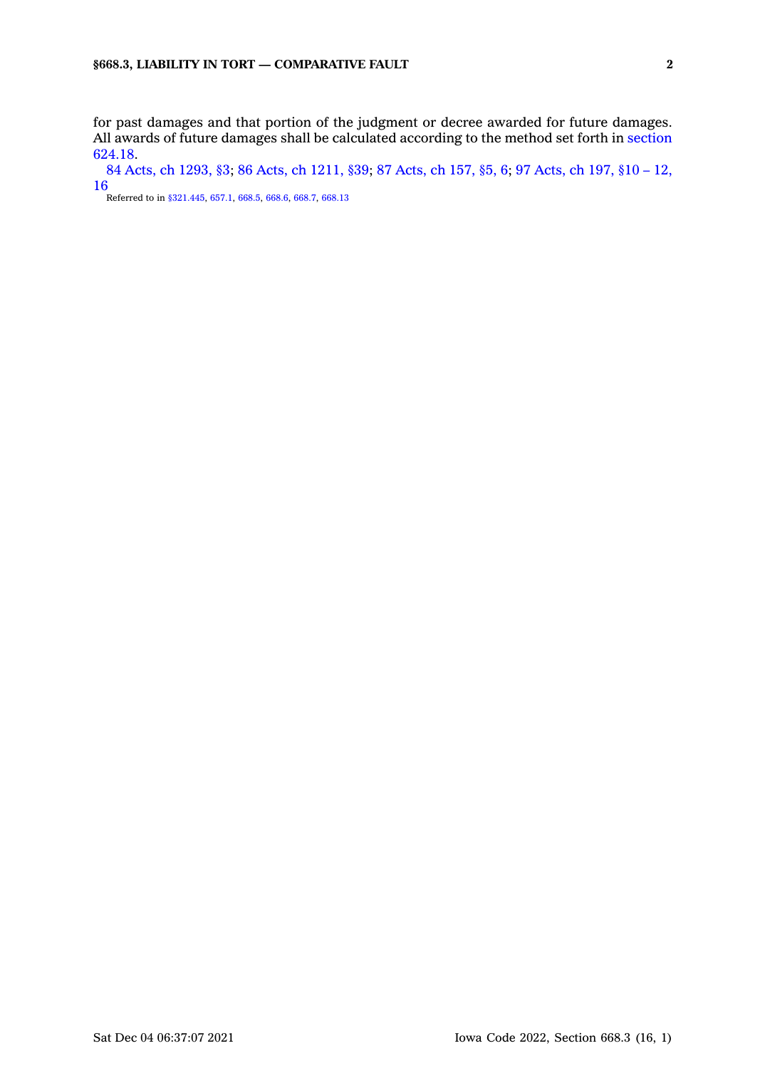for past damages and that portion of the judgment or decree awarded for future damages. All awards of future damages shall be calculated according to the method set forth in section 624.18.

84 Acts, ch 1293, §3; 86 Acts, ch 1211, §39; 87 Acts, ch 157, §5, 6; 97 Acts, ch 197, §10 – 12, 16

Referred to in §321.445, 657.1, 668.5, 668.6, 668.7, 668.13